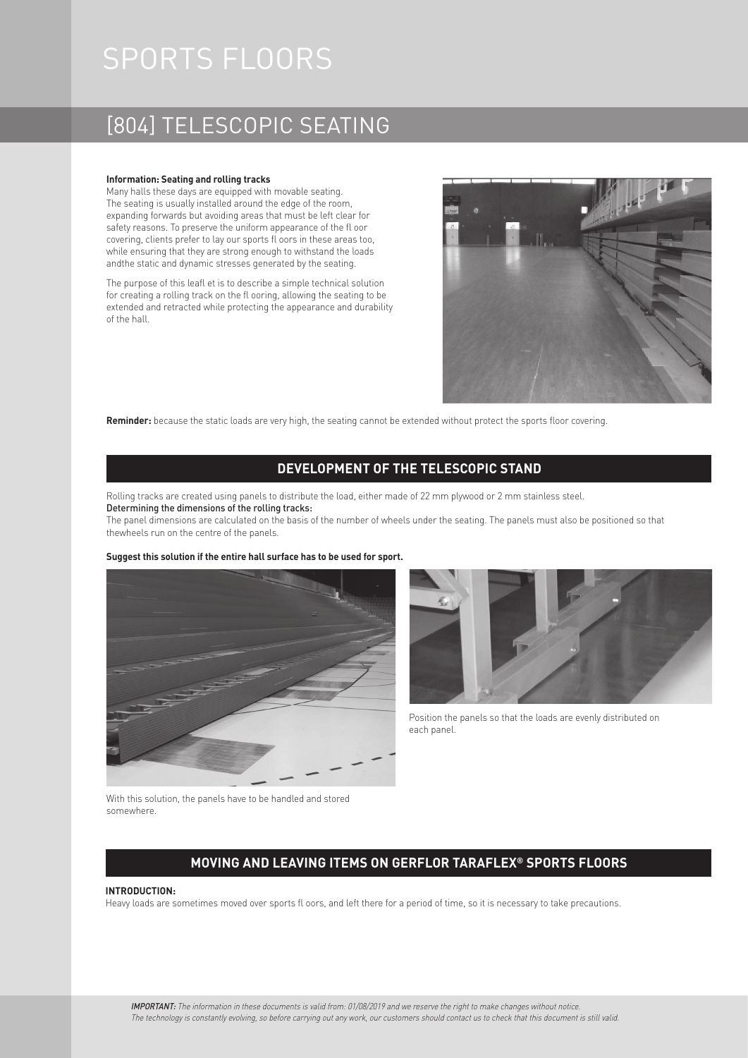# SPORTS FLOORS

## [804] TELESCOPIC SEATING

**Information: Seating and rolling tracks**

Many halls these days are equipped with movable seating. The seating is usually installed around the edge of the room, expanding forwards but avoiding areas that must be left clear for safety reasons. To preserve the uniform appearance of the fl oor covering, clients prefer to lay our sports fl oors in these areas too, while ensuring that they are strong enough to withstand the loads andthe static and dynamic stresses generated by the seating.

The purpose of this leafl et is to describe a simple technical solution for creating a rolling track on the fl ooring, allowing the seating to be extended and retracted while protecting the appearance and durability of the hall.

**Reminder:** because the static loads are very high, the seating cannot be extended without protect the sports floor covering.

### DEVELOPMENT OF THE TELESCOPIC STAND

Rolling tracks are created using panels to distribute the load, either made of 22 mm plywood or 2 mm stainless steel.

Determining the dimensions of the rolling tracks:

The panel dimensions are calculated on the basis of the number of wheels under the seating. The panels must also be positioned so that thewheels run on the centre of the panels.

**Suggest this solution if the entire hall surface has to be used for sport.**

With this solution, the panels have to be handled and stored somewhere.

Position the panels so that the loads are evenly distributed on each panel.

### MOVING AND LEAVING ITEMS ON GERFLOR TARAFLEX® SPORTS FLOORS

**INTRODUCTION:**

Heavy loads are sometimes moved over sports fl oors, and left there for a period of time, so it is necessary to take precautions.

***IMPORTANT:*** *The information in these documents is valid from: 01/08/2019 and we reserve the right to make changes without notice.*
*The technology is constantly evolving, so before carrying out any work, our customers should contact us to check that this document is still valid.*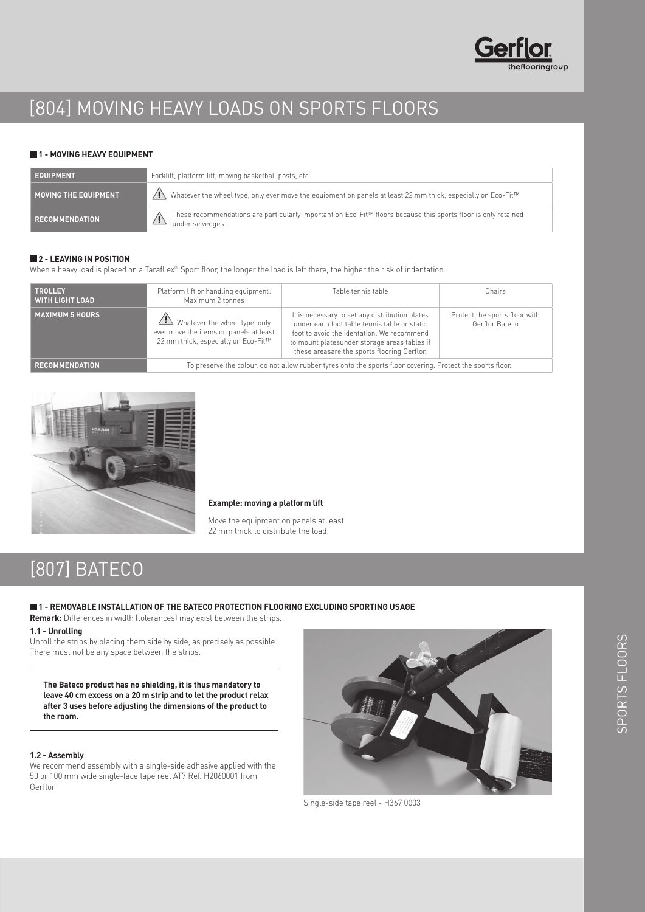# [804] MOVING HEAVY LOADS ON SPORTS FLOORS

### 1 - MOVING HEAVY EQUIPMENT

| | |
|---|---|
| **EQUIPMENT** | Forklift, platform lift, moving basketball posts, etc. |
| **MOVING THE EQUIPMENT** | ⚠ Whatever the wheel type, only ever move the equipment on panels at least 22 mm thick, especially on Eco-Fit™ |
| **RECOMMENDATION** | ⚠ These recommendations are particularly important on Eco-Fit™ floors because this sports floor is only retained under selvedges. |

### 2 - LEAVING IN POSITION

When a heavy load is placed on a Tarafl ex® Sport floor, the longer the load is left there, the higher the risk of indentation.

| **TROLLEY WITH LIGHT LOAD** | Platform lift or handling equipment: Maximum 2 tonnes | Table tennis table | Chairs |
|---|---|---|---|
| **MAXIMUM 5 HOURS** | ⚠ Whatever the wheel type, only ever move the items on panels at least 22 mm thick, especially on Eco-Fit™ | It is necessary to set any distribution plates under each foot table tennis table or static foot to avoid the identation. We recommend to mount platesunder storage areas tables if these areasare the sports flooring Gerflor. | Protect the sports floor with Gerflor Bateco |
| **RECOMMENDATION** | To preserve the colour, do not allow rubber tyres onto the sports floor covering. Protect the sports floor. | | |

**Example: moving a platform lift**

Move the equipment on panels at least 22 mm thick to distribute the load.

# [807] BATECO

### 1 - REMOVABLE INSTALLATION OF THE BATECO PROTECTION FLOORING EXCLUDING SPORTING USAGE

**Remark:** Differences in width (tolerances) may exist between the strips.

**1.1 - Unrolling**

Unroll the strips by placing them side by side, as precisely as possible. There must not be any space between the strips.

> **The Bateco product has no shielding, it is thus mandatory to leave 40 cm excess on a 20 m strip and to let the product relax after 3 uses before adjusting the dimensions of the product to the room.**

**1.2 - Assembly**

We recommend assembly with a single-side adhesive applied with the 50 or 100 mm wide single-face tape reel AT7 Ref. H2060001 from Gerflor

Single-side tape reel - H367 0003